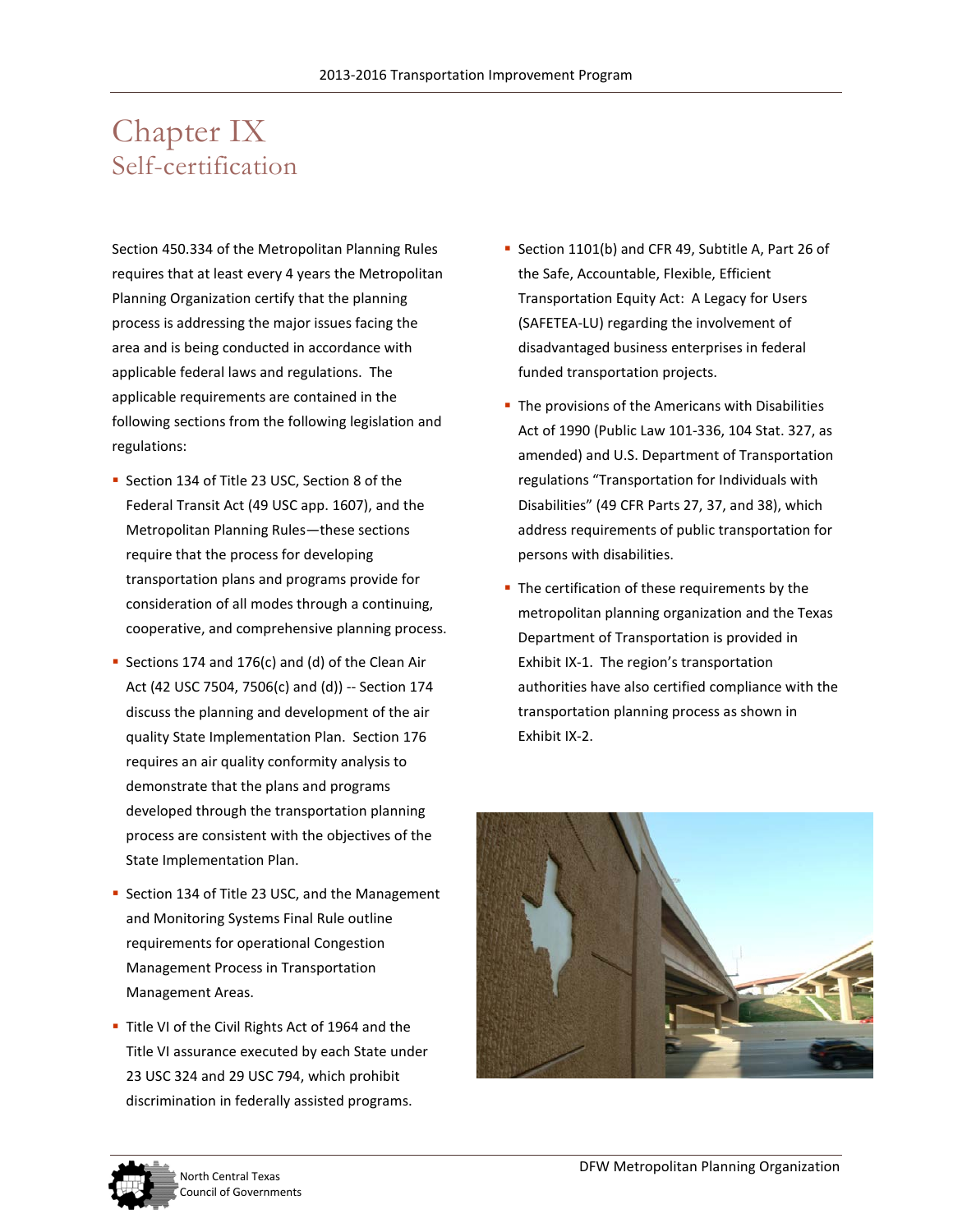# Chapter IX
## Self-certification

Section 450.334 of the Metropolitan Planning Rules requires that at least every 4 years the Metropolitan Planning Organization certify that the planning process is addressing the major issues facing the area and is being conducted in accordance with applicable federal laws and regulations. The applicable requirements are contained in the following sections from the following legislation and regulations:

- Section 134 of Title 23 USC, Section 8 of the Federal Transit Act (49 USC app. 1607), and the Metropolitan Planning Rules—these sections require that the process for developing transportation plans and programs provide for consideration of all modes through a continuing, cooperative, and comprehensive planning process.
- Sections 174 and 176(c) and (d) of the Clean Air Act (42 USC 7504, 7506(c) and (d)) -- Section 174 discuss the planning and development of the air quality State Implementation Plan. Section 176 requires an air quality conformity analysis to demonstrate that the plans and programs developed through the transportation planning process are consistent with the objectives of the State Implementation Plan.
- Section 134 of Title 23 USC, and the Management and Monitoring Systems Final Rule outline requirements for operational Congestion Management Process in Transportation Management Areas.
- Title VI of the Civil Rights Act of 1964 and the Title VI assurance executed by each State under 23 USC 324 and 29 USC 794, which prohibit discrimination in federally assisted programs.
- Section 1101(b) and CFR 49, Subtitle A, Part 26 of the Safe, Accountable, Flexible, Efficient Transportation Equity Act: A Legacy for Users (SAFETEA-LU) regarding the involvement of disadvantaged business enterprises in federal funded transportation projects.
- The provisions of the Americans with Disabilities Act of 1990 (Public Law 101-336, 104 Stat. 327, as amended) and U.S. Department of Transportation regulations "Transportation for Individuals with Disabilities" (49 CFR Parts 27, 37, and 38), which address requirements of public transportation for persons with disabilities.
- The certification of these requirements by the metropolitan planning organization and the Texas Department of Transportation is provided in Exhibit IX-1. The region's transportation authorities have also certified compliance with the transportation planning process as shown in Exhibit IX-2.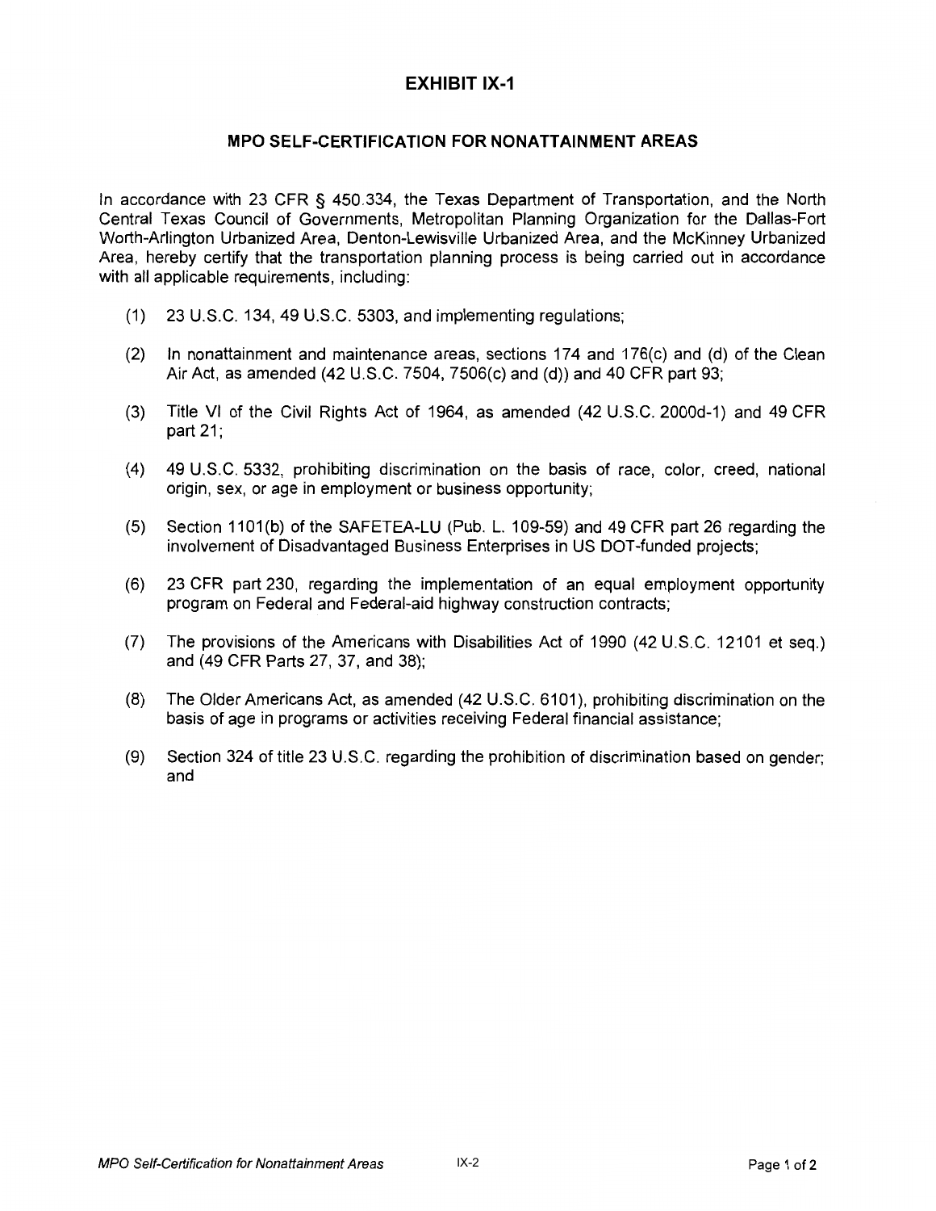# EXHIBIT IX-1

## MPO SELF-CERTIFICATION FOR NONATTAINMENT AREAS

In accordance with 23 CFR § 450.334, the Texas Department of Transportation, and the North Central Texas Council of Governments, Metropolitan Planning Organization for the Dallas-Fort Worth-Arlington Urbanized Area, Denton-Lewisville Urbanized Area, and the McKinney Urbanized Area, hereby certify that the transportation planning process is being carried out in accordance with all applicable requirements, including:

(1) 23 U.S.C. 134, 49 U.S.C. 5303, and implementing regulations;

(2) In nonattainment and maintenance areas, sections 174 and 176(c) and (d) of the Clean Air Act, as amended (42 U.S.C. 7504, 7506(c) and (d)) and 40 CFR part 93;

(3) Title VI of the Civil Rights Act of 1964, as amended (42 U.S.C. 2000d-1) and 49 CFR part 21;

(4) 49 U.S.C. 5332, prohibiting discrimination on the basis of race, color, creed, national origin, sex, or age in employment or business opportunity;

(5) Section 1101(b) of the SAFETEA-LU (Pub. L. 109-59) and 49 CFR part 26 regarding the involvement of Disadvantaged Business Enterprises in US DOT-funded projects;

(6) 23 CFR part 230, regarding the implementation of an equal employment opportunity program on Federal and Federal-aid highway construction contracts;

(7) The provisions of the Americans with Disabilities Act of 1990 (42 U.S.C. 12101 et seq.) and (49 CFR Parts 27, 37, and 38);

(8) The Older Americans Act, as amended (42 U.S.C. 6101), prohibiting discrimination on the basis of age in programs or activities receiving Federal financial assistance;

(9) Section 324 of title 23 U.S.C. regarding the prohibition of discrimination based on gender; and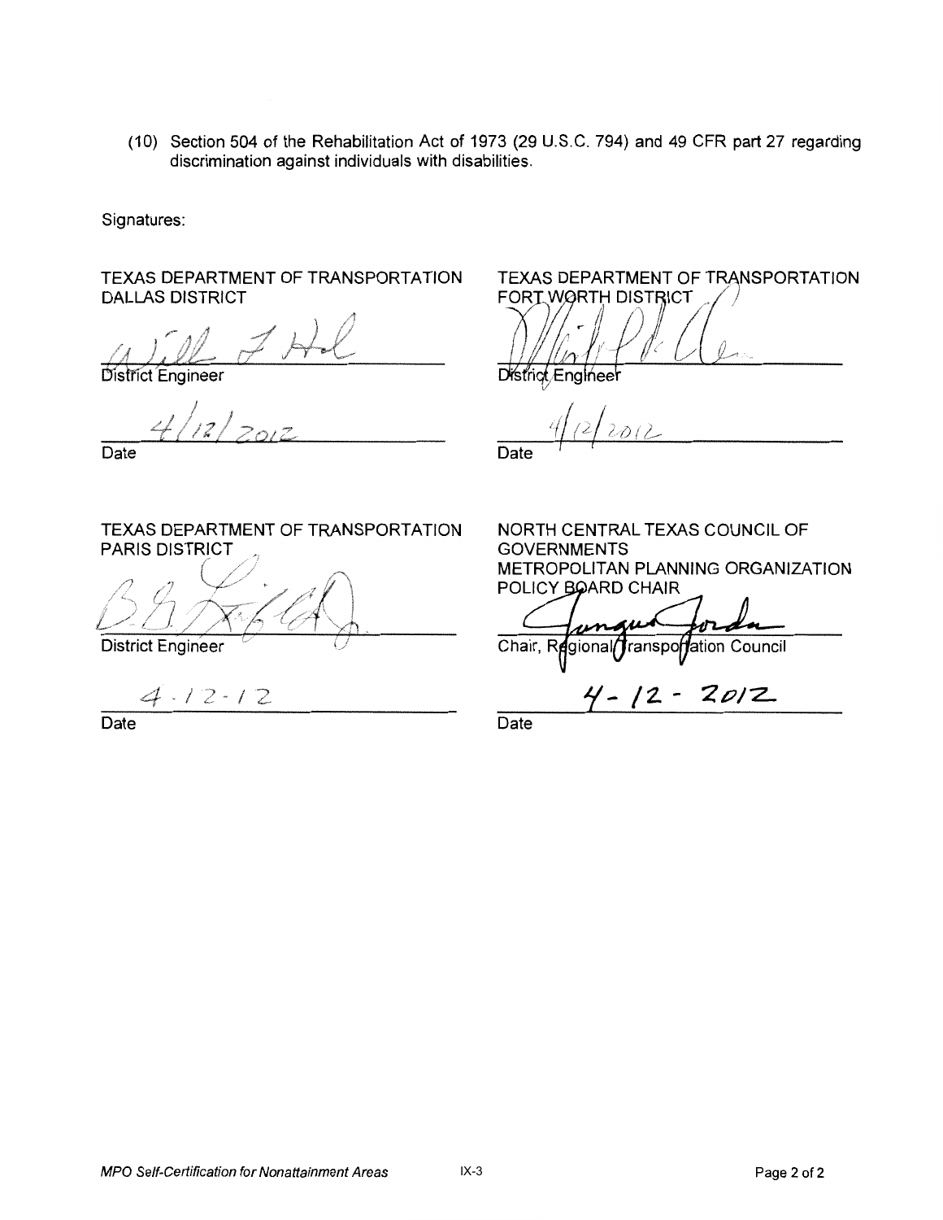(10) Section 504 of the Rehabilitation Act of 1973 (29 U.S.C. 794) and 49 CFR part 27 regarding discrimination against individuals with disabilities.

Signatures:

TEXAS DEPARTMENT OF TRANSPORTATION
DALLAS DISTRICT

District Engineer

4/12/2012

Date

TEXAS DEPARTMENT OF TRANSPORTATION
FORT WORTH DISTRICT

District Engineer

4/12/2012

Date

TEXAS DEPARTMENT OF TRANSPORTATION
PARIS DISTRICT

District Engineer

4-12-12

Date

NORTH CENTRAL TEXAS COUNCIL OF GOVERNMENTS
METROPOLITAN PLANNING ORGANIZATION
POLICY BOARD CHAIR

Chair, Regional Transportation Council

4-12-2012

Date

*MPO Self-Certification for Nonattainment Areas*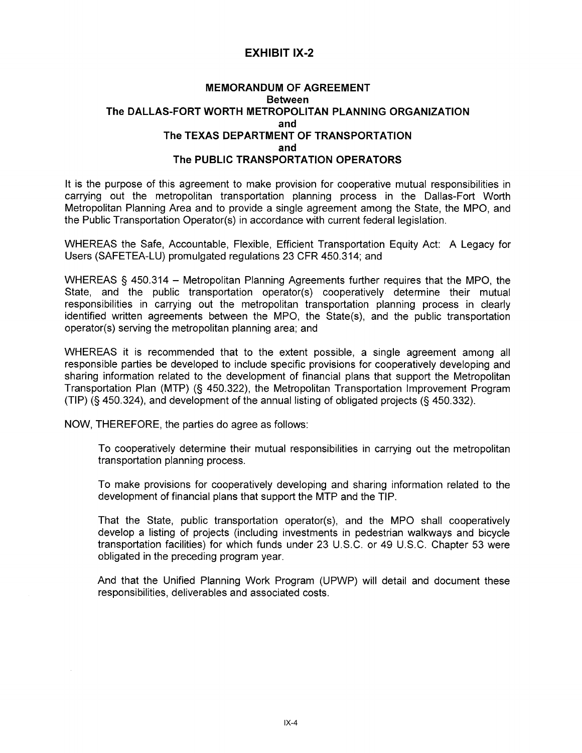# EXHIBIT IX-2

## MEMORANDUM OF AGREEMENT
**Between**
**The DALLAS-FORT WORTH METROPOLITAN PLANNING ORGANIZATION**
**and**
**The TEXAS DEPARTMENT OF TRANSPORTATION**
**and**
**The PUBLIC TRANSPORTATION OPERATORS**

It is the purpose of this agreement to make provision for cooperative mutual responsibilities in carrying out the metropolitan transportation planning process in the Dallas-Fort Worth Metropolitan Planning Area and to provide a single agreement among the State, the MPO, and the Public Transportation Operator(s) in accordance with current federal legislation.

WHEREAS the Safe, Accountable, Flexible, Efficient Transportation Equity Act: A Legacy for Users (SAFETEA-LU) promulgated regulations 23 CFR 450.314; and

WHEREAS § 450.314 – Metropolitan Planning Agreements further requires that the MPO, the State, and the public transportation operator(s) cooperatively determine their mutual responsibilities in carrying out the metropolitan transportation planning process in clearly identified written agreements between the MPO, the State(s), and the public transportation operator(s) serving the metropolitan planning area; and

WHEREAS it is recommended that to the extent possible, a single agreement among all responsible parties be developed to include specific provisions for cooperatively developing and sharing information related to the development of financial plans that support the Metropolitan Transportation Plan (MTP) (§ 450.322), the Metropolitan Transportation Improvement Program (TIP) (§ 450.324), and development of the annual listing of obligated projects (§ 450.332).

NOW, THEREFORE, the parties do agree as follows:

To cooperatively determine their mutual responsibilities in carrying out the metropolitan transportation planning process.

To make provisions for cooperatively developing and sharing information related to the development of financial plans that support the MTP and the TIP.

That the State, public transportation operator(s), and the MPO shall cooperatively develop a listing of projects (including investments in pedestrian walkways and bicycle transportation facilities) for which funds under 23 U.S.C. or 49 U.S.C. Chapter 53 were obligated in the preceding program year.

And that the Unified Planning Work Program (UPWP) will detail and document these responsibilities, deliverables and associated costs.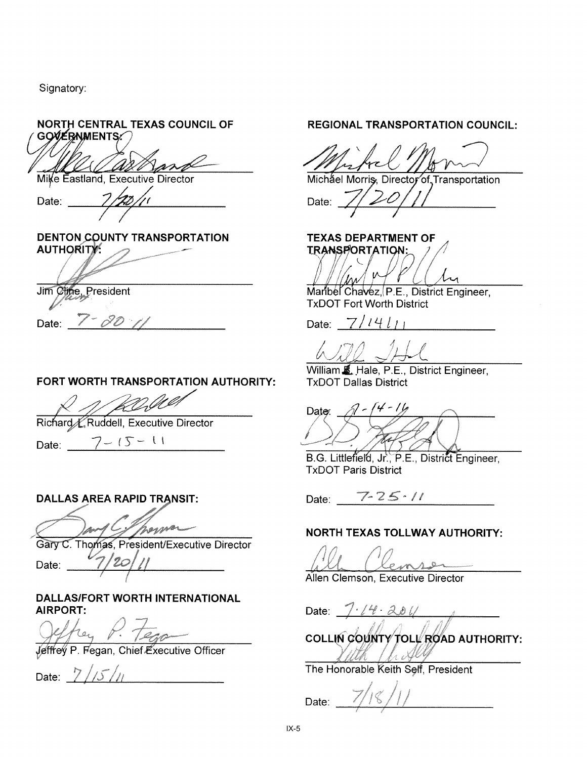Signatory:

**NORTH CENTRAL TEXAS COUNCIL OF GOVERNMENTS:**

Mike Eastland, Executive Director

Date: 7/20/11

**DENTON COUNTY TRANSPORTATION AUTHORITY:**

Jim Cline, President

Date: 7-20-11

**FORT WORTH TRANSPORTATION AUTHORITY:**

Richard L. Ruddell, Executive Director

Date: 7-15-11

**DALLAS AREA RAPID TRANSIT:**

Gary C. Thomas, President/Executive Director

Date: 7/20/11

**DALLAS/FORT WORTH INTERNATIONAL AIRPORT:**

Jeffrey P. Fegan, Chief Executive Officer

Date: 7/15/11

**REGIONAL TRANSPORTATION COUNCIL:**

Michael Morris, Director of Transportation

Date: 7/20/11

**TEXAS DEPARTMENT OF TRANSPORTATION:**

Maribel Chavez, P.E., District Engineer, TxDOT Fort Worth District

Date: 7/14/11

William L. Hale, P.E., District Engineer, TxDOT Dallas District

Date: 7-14-11

B.G. Littlefield, Jr., P.E., District Engineer, TxDOT Paris District

Date: 7-25-11

**NORTH TEXAS TOLLWAY AUTHORITY:**

Allen Clemson, Executive Director

Date: 7-14-2011

**COLLIN COUNTY TOLL ROAD AUTHORITY:**

The Honorable Keith Self, President

Date: 7/18/11